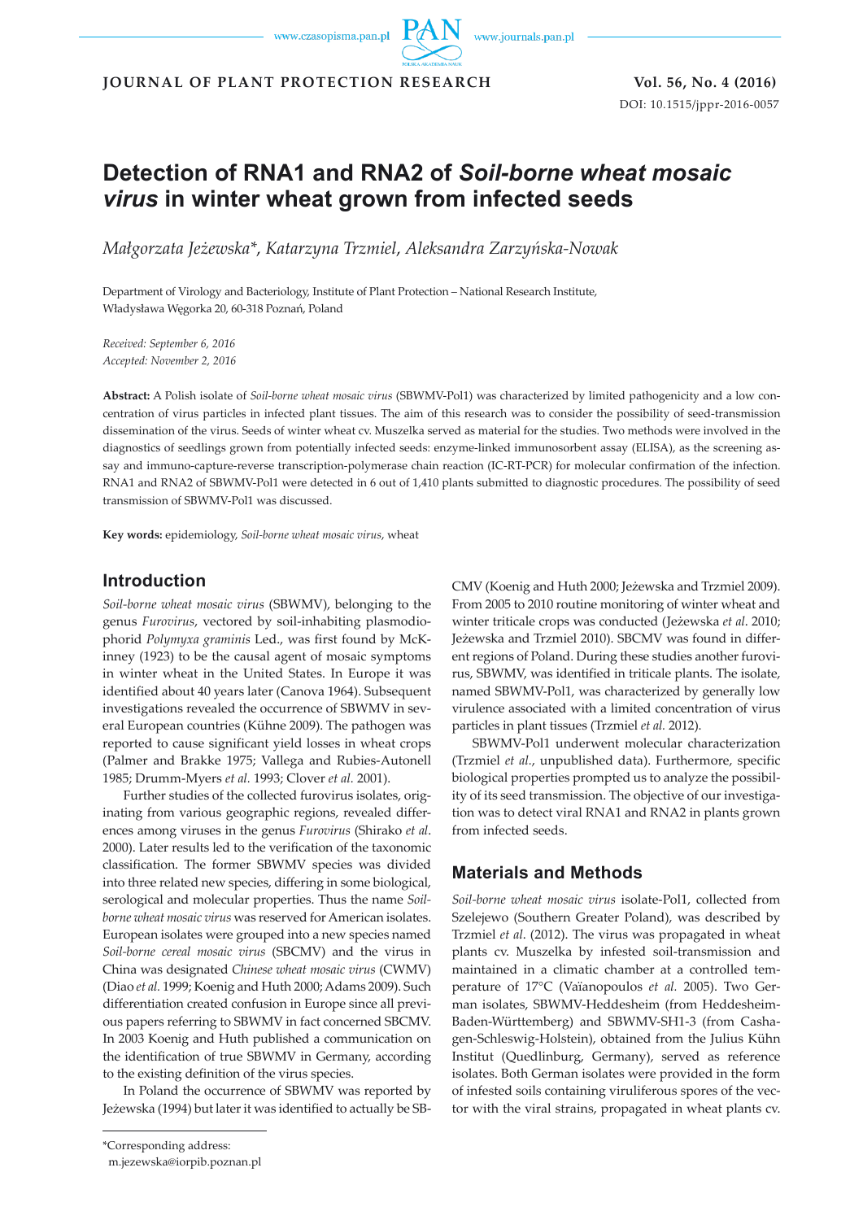# Detection of RNA1 and RNA2 of *Soil-borne wheat mosaic virus* in winter wheat grown from infected seeds

*Małgorzata Jeżewska\*, Katarzyna Trzmiel, Aleksandra Zarzyńska-Nowak*

Department of Virology and Bacteriology, Institute of Plant Protection – National Research Institute, Władysława Węgorka 20, 60-318 Poznań, Poland

*Received: September 6, 2016*
*Accepted: November 2, 2016*

**Abstract:** A Polish isolate of *Soil-borne wheat mosaic virus* (SBWMV-Pol1) was characterized by limited pathogenicity and a low concentration of virus particles in infected plant tissues. The aim of this research was to consider the possibility of seed-transmission dissemination of the virus. Seeds of winter wheat cv. Muszelka served as material for the studies. Two methods were involved in the diagnostics of seedlings grown from potentially infected seeds: enzyme-linked immunosorbent assay (ELISA), as the screening assay and immuno-capture-reverse transcription-polymerase chain reaction (IC-RT-PCR) for molecular confirmation of the infection. RNA1 and RNA2 of SBWMV-Pol1 were detected in 6 out of 1,410 plants submitted to diagnostic procedures. The possibility of seed transmission of SBWMV-Pol1 was discussed.

**Key words:** epidemiology, *Soil-borne wheat mosaic virus*, wheat

## Introduction

*Soil-borne wheat mosaic virus* (SBWMV), belonging to the genus *Furovirus*, vectored by soil-inhabiting plasmodiophorid *Polymyxa graminis* Led., was first found by McKinney (1923) to be the causal agent of mosaic symptoms in winter wheat in the United States. In Europe it was identified about 40 years later (Canova 1964). Subsequent investigations revealed the occurrence of SBWMV in several European countries (Kühne 2009). The pathogen was reported to cause significant yield losses in wheat crops (Palmer and Brakke 1975; Vallega and Rubies-Autonell 1985; Drumm-Myers *et al.* 1993; Clover *et al.* 2001).

Further studies of the collected furovirus isolates, originating from various geographic regions, revealed differences among viruses in the genus *Furovirus* (Shirako *et al*. 2000). Later results led to the verification of the taxonomic classification. The former SBWMV species was divided into three related new species, differing in some biological, serological and molecular properties. Thus the name *Soil-borne wheat mosaic virus* was reserved for American isolates. European isolates were grouped into a new species named *Soil-borne cereal mosaic virus* (SBCMV) and the virus in China was designated *Chinese wheat mosaic virus* (CWMV) (Diao *et al.* 1999; Koenig and Huth 2000; Adams 2009). Such differentiation created confusion in Europe since all previous papers referring to SBWMV in fact concerned SBCMV. In 2003 Koenig and Huth published a communication on the identification of true SBWMV in Germany, according to the existing definition of the virus species.

In Poland the occurrence of SBWMV was reported by Jeżewska (1994) but later it was identified to actually be SBCMV (Koenig and Huth 2000; Jeżewska and Trzmiel 2009). From 2005 to 2010 routine monitoring of winter wheat and winter triticale crops was conducted (Jeżewska *et al*. 2010; Jeżewska and Trzmiel 2010). SBCMV was found in different regions of Poland. During these studies another furovirus, SBWMV, was identified in triticale plants. The isolate, named SBWMV-Pol1, was characterized by generally low virulence associated with a limited concentration of virus particles in plant tissues (Trzmiel *et al.* 2012).

SBWMV-Pol1 underwent molecular characterization (Trzmiel *et al*., unpublished data). Furthermore, specific biological properties prompted us to analyze the possibility of its seed transmission. The objective of our investigation was to detect viral RNA1 and RNA2 in plants grown from infected seeds.

## Materials and Methods

*Soil-borne wheat mosaic virus* isolate-Pol1, collected from Szelejewo (Southern Greater Poland), was described by Trzmiel *et al*. (2012). The virus was propagated in wheat plants cv. Muszelka by infested soil-transmission and maintained in a climatic chamber at a controlled temperature of 17°C (Vaïanopoulos *et al.* 2005). Two German isolates, SBWMV-Heddesheim (from Heddesheim-Baden-Württemberg) and SBWMV-SH1-3 (from Cashagen-Schleswig-Holstein), obtained from the Julius Kühn Institut (Quedlinburg, Germany), served as reference isolates. Both German isolates were provided in the form of infested soils containing viruliferous spores of the vector with the viral strains, propagated in wheat plants cv.

\*Corresponding address:
m.jezewska@iorpib.poznan.pl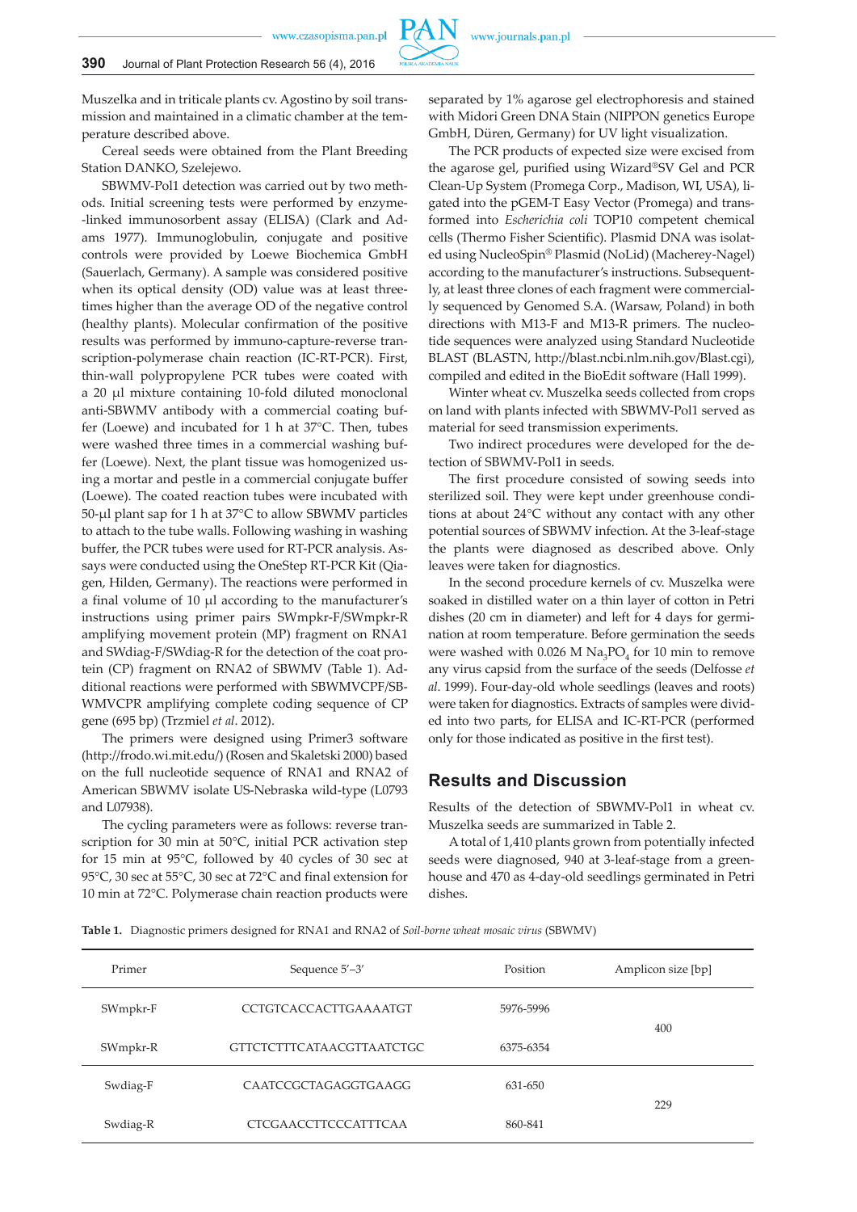Muszelka and in triticale plants cv. Agostino by soil transmission and maintained in a climatic chamber at the temperature described above.

Cereal seeds were obtained from the Plant Breeding Station DANKO, Szelejewo.

SBWMV-Pol1 detection was carried out by two methods. Initial screening tests were performed by enzyme-linked immunosorbent assay (ELISA) (Clark and Adams 1977). Immunoglobulin, conjugate and positive controls were provided by Loewe Biochemica GmbH (Sauerlach, Germany). A sample was considered positive when its optical density (OD) value was at least three-times higher than the average OD of the negative control (healthy plants). Molecular confirmation of the positive results was performed by immuno-capture-reverse transcription-polymerase chain reaction (IC-RT-PCR). First, thin-wall polypropylene PCR tubes were coated with a 20 μl mixture containing 10-fold diluted monoclonal anti-SBWMV antibody with a commercial coating buffer (Loewe) and incubated for 1 h at 37°C. Then, tubes were washed three times in a commercial washing buffer (Loewe). Next, the plant tissue was homogenized using a mortar and pestle in a commercial conjugate buffer (Loewe). The coated reaction tubes were incubated with 50-μl plant sap for 1 h at 37°C to allow SBWMV particles to attach to the tube walls. Following washing in washing buffer, the PCR tubes were used for RT-PCR analysis. Assays were conducted using the OneStep RT-PCR Kit (Qiagen, Hilden, Germany). The reactions were performed in a final volume of 10 μl according to the manufacturer's instructions using primer pairs SWmpkr-F/SWmpkr-R amplifying movement protein (MP) fragment on RNA1 and SWdiag-F/SWdiag-R for the detection of the coat protein (CP) fragment on RNA2 of SBWMV (Table 1). Additional reactions were performed with SBWMVCPF/SBWMVCPR amplifying complete coding sequence of CP gene (695 bp) (Trzmiel *et al*. 2012).

The primers were designed using Primer3 software (http://frodo.wi.mit.edu/) (Rosen and Skaletski 2000) based on the full nucleotide sequence of RNA1 and RNA2 of American SBWMV isolate US-Nebraska wild-type (L0793 and L07938).

The cycling parameters were as follows: reverse transcription for 30 min at 50°C, initial PCR activation step for 15 min at 95°C, followed by 40 cycles of 30 sec at 95°C, 30 sec at 55°C, 30 sec at 72°C and final extension for 10 min at 72°C. Polymerase chain reaction products were separated by 1% agarose gel electrophoresis and stained with Midori Green DNA Stain (NIPPON genetics Europe GmbH, Düren, Germany) for UV light visualization.

The PCR products of expected size were excised from the agarose gel, purified using Wizard®SV Gel and PCR Clean-Up System (Promega Corp., Madison, WI, USA), ligated into the pGEM-T Easy Vector (Promega) and transformed into *Escherichia coli* TOP10 competent chemical cells (Thermo Fisher Scientific). Plasmid DNA was isolated using NucleoSpin® Plasmid (NoLid) (Macherey-Nagel) according to the manufacturer's instructions. Subsequently, at least three clones of each fragment were commercially sequenced by Genomed S.A. (Warsaw, Poland) in both directions with M13-F and M13-R primers. The nucleotide sequences were analyzed using Standard Nucleotide BLAST (BLASTN, http://blast.ncbi.nlm.nih.gov/Blast.cgi), compiled and edited in the BioEdit software (Hall 1999).

Winter wheat cv. Muszelka seeds collected from crops on land with plants infected with SBWMV-Pol1 served as material for seed transmission experiments.

Two indirect procedures were developed for the detection of SBWMV-Pol1 in seeds.

The first procedure consisted of sowing seeds into sterilized soil. They were kept under greenhouse conditions at about 24°C without any contact with any other potential sources of SBWMV infection. At the 3-leaf-stage the plants were diagnosed as described above. Only leaves were taken for diagnostics.

In the second procedure kernels of cv. Muszelka were soaked in distilled water on a thin layer of cotton in Petri dishes (20 cm in diameter) and left for 4 days for germination at room temperature. Before germination the seeds were washed with 0.026 M $Na_3PO_4$ for 10 min to remove any virus capsid from the surface of the seeds (Delfosse *et al*. 1999). Four-day-old whole seedlings (leaves and roots) were taken for diagnostics. Extracts of samples were divided into two parts, for ELISA and IC-RT-PCR (performed only for those indicated as positive in the first test).

## Results and Discussion

Results of the detection of SBWMV-Pol1 in wheat cv. Muszelka seeds are summarized in Table 2.

A total of 1,410 plants grown from potentially infected seeds were diagnosed, 940 at 3-leaf-stage from a greenhouse and 470 as 4-day-old seedlings germinated in Petri dishes.

**Table 1.** Diagnostic primers designed for RNA1 and RNA2 of *Soil-borne wheat mosaic virus* (SBWMV)

| Primer | Sequence 5'–3' | Position | Amplicon size [bp] |
|---|---|---|---|
| SWmpkr-F | CCTGTCACCACTTGAAAATGT | 5976-5996 | 400 |
| SWmpkr-R | GTTCTCTTTCATAACGTTAATCTGC | 6375-6354 | |
| Swdiag-F | CAATCCGCTAGAGGTGAAGG | 631-650 | 229 |
| Swdiag-R | CTCGAACCTTCCCATTTCAA | 860-841 | |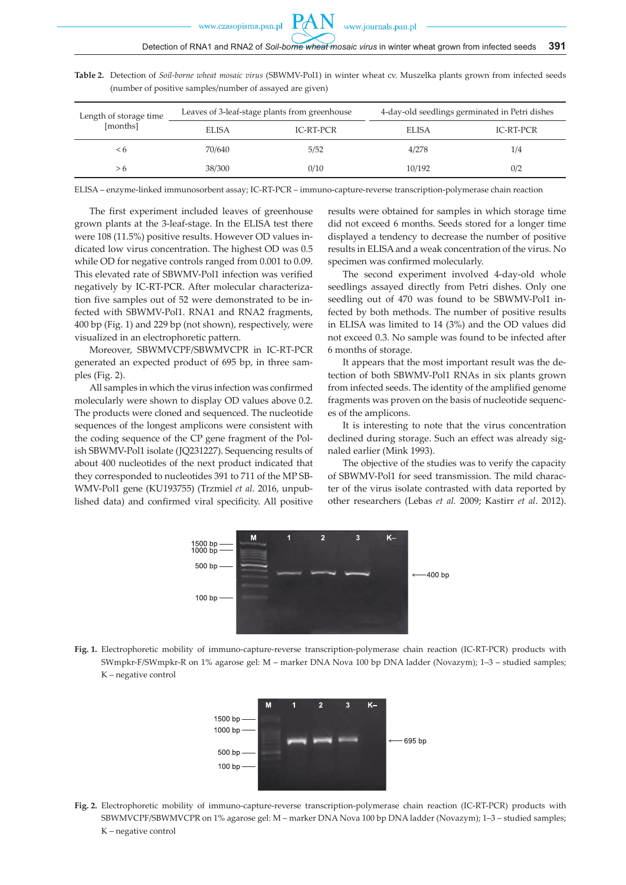**Table 2.** Detection of *Soil-borne wheat mosaic virus* (SBWMV-Pol1) in winter wheat cv. Muszelka plants grown from infected seeds (number of positive samples/number of assayed are given)

| Length of storage time [months] | Leaves of 3-leaf-stage plants from greenhouse | | 4-day-old seedlings germinated in Petri dishes | |
|---|---|---|---|---|
| | ELISA | IC-RT-PCR | ELISA | IC-RT-PCR |
| < 6 | 70/640 | 5/52 | 4/278 | 1/4 |
| > 6 | 38/300 | 0/10 | 10/192 | 0/2 |

ELISA – enzyme-linked immunosorbent assay; IC-RT-PCR – immuno-capture-reverse transcription-polymerase chain reaction

The first experiment included leaves of greenhouse grown plants at the 3-leaf-stage. In the ELISA test there were 108 (11.5%) positive results. However OD values indicated low virus concentration. The highest OD was 0.5 while OD for negative controls ranged from 0.001 to 0.09. This elevated rate of SBWMV-Pol1 infection was verified negatively by IC-RT-PCR. After molecular characterization five samples out of 52 were demonstrated to be infected with SBWMV-Pol1. RNA1 and RNA2 fragments, 400 bp (Fig. 1) and 229 bp (not shown), respectively, were visualized in an electrophoretic pattern.

Moreover, SBWMVCPF/SBWMVCPR in IC-RT-PCR generated an expected product of 695 bp, in three samples (Fig. 2).

All samples in which the virus infection was confirmed molecularly were shown to display OD values above 0.2. The products were cloned and sequenced. The nucleotide sequences of the longest amplicons were consistent with the coding sequence of the CP gene fragment of the Polish SBWMV-Pol1 isolate (JQ231227). Sequencing results of about 400 nucleotides of the next product indicated that they corresponded to nucleotides 391 to 711 of the MP SBWMV-Pol1 gene (KU193755) (Trzmiel *et al*. 2016, unpublished data) and confirmed viral specificity. All positive results were obtained for samples in which storage time did not exceed 6 months. Seeds stored for a longer time displayed a tendency to decrease the number of positive results in ELISA and a weak concentration of the virus. No specimen was confirmed molecularly.

The second experiment involved 4-day-old whole seedlings assayed directly from Petri dishes. Only one seedling out of 470 was found to be SBWMV-Pol1 infected by both methods. The number of positive results in ELISA was limited to 14 (3%) and the OD values did not exceed 0.3. No sample was found to be infected after 6 months of storage.

It appears that the most important result was the detection of both SBWMV-Pol1 RNAs in six plants grown from infected seeds. The identity of the amplified genome fragments was proven on the basis of nucleotide sequences of the amplicons.

It is interesting to note that the virus concentration declined during storage. Such an effect was already signaled earlier (Mink 1993).

The objective of the studies was to verify the capacity of SBWMV-Pol1 for seed transmission. The mild character of the virus isolate contrasted with data reported by other researchers (Lebas *et al.* 2009; Kastirr *et al*. 2012).

**Fig. 1.** Electrophoretic mobility of immuno-capture-reverse transcription-polymerase chain reaction (IC-RT-PCR) products with SWmpkr-F/SWmpkr-R on 1% agarose gel: M – marker DNA Nova 100 bp DNA ladder (Novazym); 1–3 – studied samples; K – negative control

**Fig. 2.** Electrophoretic mobility of immuno-capture-reverse transcription-polymerase chain reaction (IC-RT-PCR) products with SBWMVCPF/SBWMVCPR on 1% agarose gel: M – marker DNA Nova 100 bp DNA ladder (Novazym); 1–3 – studied samples; K – negative control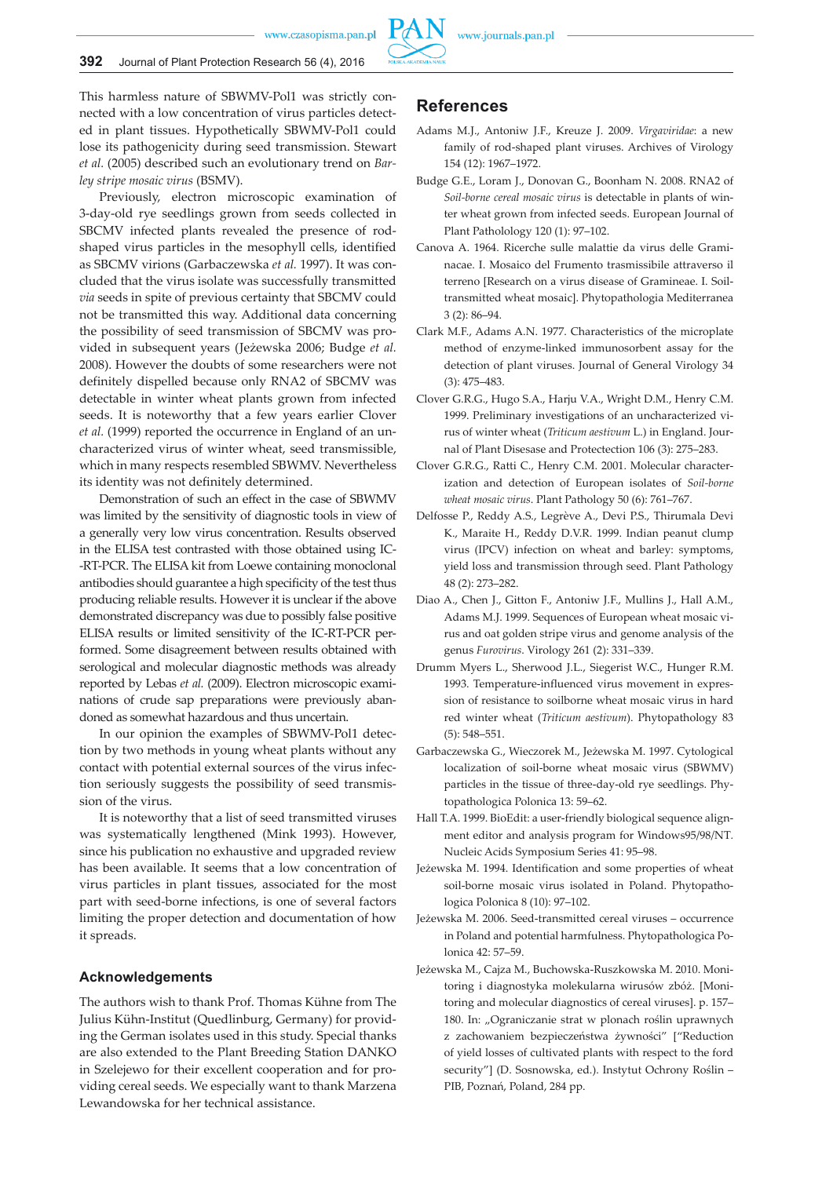This harmless nature of SBWMV-Pol1 was strictly connected with a low concentration of virus particles detected in plant tissues. Hypothetically SBWMV-Pol1 could lose its pathogenicity during seed transmission. Stewart *et al.* (2005) described such an evolutionary trend on *Barley stripe mosaic virus* (BSMV).

Previously, electron microscopic examination of 3-day-old rye seedlings grown from seeds collected in SBCMV infected plants revealed the presence of rod-shaped virus particles in the mesophyll cells, identified as SBCMV virions (Garbaczewska *et al.* 1997). It was concluded that the virus isolate was successfully transmitted *via* seeds in spite of previous certainty that SBCMV could not be transmitted this way. Additional data concerning the possibility of seed transmission of SBCMV was provided in subsequent years (Jeżewska 2006; Budge *et al.* 2008). However the doubts of some researchers were not definitely dispelled because only RNA2 of SBCMV was detectable in winter wheat plants grown from infected seeds. It is noteworthy that a few years earlier Clover *et al.* (1999) reported the occurrence in England of an uncharacterized virus of winter wheat, seed transmissible, which in many respects resembled SBWMV. Nevertheless its identity was not definitely determined.

Demonstration of such an effect in the case of SBWMV was limited by the sensitivity of diagnostic tools in view of a generally very low virus concentration. Results observed in the ELISA test contrasted with those obtained using IC-RT-PCR. The ELISA kit from Loewe containing monoclonal antibodies should guarantee a high specificity of the test thus producing reliable results. However it is unclear if the above demonstrated discrepancy was due to possibly false positive ELISA results or limited sensitivity of the IC-RT-PCR performed. Some disagreement between results obtained with serological and molecular diagnostic methods was already reported by Lebas *et al.* (2009). Electron microscopic examinations of crude sap preparations were previously abandoned as somewhat hazardous and thus uncertain.

In our opinion the examples of SBWMV-Pol1 detection by two methods in young wheat plants without any contact with potential external sources of the virus infection seriously suggests the possibility of seed transmission of the virus.

It is noteworthy that a list of seed transmitted viruses was systematically lengthened (Mink 1993). However, since his publication no exhaustive and upgraded review has been available. It seems that a low concentration of virus particles in plant tissues, associated for the most part with seed-borne infections, is one of several factors limiting the proper detection and documentation of how it spreads.

## Acknowledgements

The authors wish to thank Prof. Thomas Kühne from The Julius Kühn-Institut (Quedlinburg, Germany) for providing the German isolates used in this study. Special thanks are also extended to the Plant Breeding Station DANKO in Szelejewo for their excellent cooperation and for providing cereal seeds. We especially want to thank Marzena Lewandowska for her technical assistance.

## References

Adams M.J., Antoniw J.F., Kreuze J. 2009. *Virgaviridae*: a new family of rod-shaped plant viruses. Archives of Virology 154 (12): 1967–1972.

Budge G.E., Loram J., Donovan G., Boonham N. 2008. RNA2 of *Soil-borne cereal mosaic virus* is detectable in plants of winter wheat grown from infected seeds. European Journal of Plant Pathology 120 (1): 97–102.

Canova A. 1964. Ricerche sulle malattie da virus delle Graminacae. I. Mosaico del Frumento trasmissibile attraverso il terreno [Research on a virus disease of Gramineae. I. Soil-transmitted wheat mosaic]. Phytopathologia Mediterranea 3 (2): 86–94.

Clark M.F., Adams A.N. 1977. Characteristics of the microplate method of enzyme-linked immunosorbent assay for the detection of plant viruses. Journal of General Virology 34 (3): 475–483.

Clover G.R.G., Hugo S.A., Harju V.A., Wright D.M., Henry C.M. 1999. Preliminary investigations of an uncharacterized virus of winter wheat (*Triticum aestivum* L.) in England. Journal of Plant Disesase and Protectection 106 (3): 275–283.

Clover G.R.G., Ratti C., Henry C.M. 2001. Molecular characterization and detection of European isolates of *Soil-borne wheat mosaic virus*. Plant Pathology 50 (6): 761–767.

Delfosse P., Reddy A.S., Legrève A., Devi P.S., Thirumala Devi K., Maraite H., Reddy D.V.R. 1999. Indian peanut clump virus (IPCV) infection on wheat and barley: symptoms, yield loss and transmission through seed. Plant Pathology 48 (2): 273–282.

Diao A., Chen J., Gitton F., Antoniw J.F., Mullins J., Hall A.M., Adams M.J. 1999. Sequences of European wheat mosaic virus and oat golden stripe virus and genome analysis of the genus *Furovirus*. Virology 261 (2): 331–339.

Drumm Myers L., Sherwood J.L., Siegerist W.C., Hunger R.M. 1993. Temperature-influenced virus movement in expression of resistance to soilborne wheat mosaic virus in hard red winter wheat (*Triticum aestivum*). Phytopathology 83 (5): 548–551.

Garbaczewska G., Wieczorek M., Jeżewska M. 1997. Cytological localization of soil-borne wheat mosaic virus (SBWMV) particles in the tissue of three-day-old rye seedlings. Phytopathologica Polonica 13: 59–62.

Hall T.A. 1999. BioEdit: a user-friendly biological sequence alignment editor and analysis program for Windows95/98/NT. Nucleic Acids Symposium Series 41: 95–98.

Jeżewska M. 1994. Identification and some properties of wheat soil-borne mosaic virus isolated in Poland. Phytopathologica Polonica 8 (10): 97–102.

Jeżewska M. 2006. Seed-transmitted cereal viruses – occurrence in Poland and potential harmfulness. Phytopathologica Polonica 42: 57–59.

Jeżewska M., Cajza M., Buchowska-Ruszkowska M. 2010. Monitoring i diagnostyka molekularna wirusów zbóż. [Monitoring and molecular diagnostics of cereal viruses]. p. 157–180. In: „Ograniczanie strat w plonach roślin uprawnych z zachowaniem bezpieczeństwa żywności" ["Reduction of yield losses of cultivated plants with respect to the ford security"] (D. Sosnowska, ed.). Instytut Ochrony Roślin – PIB, Poznań, Poland, 284 pp.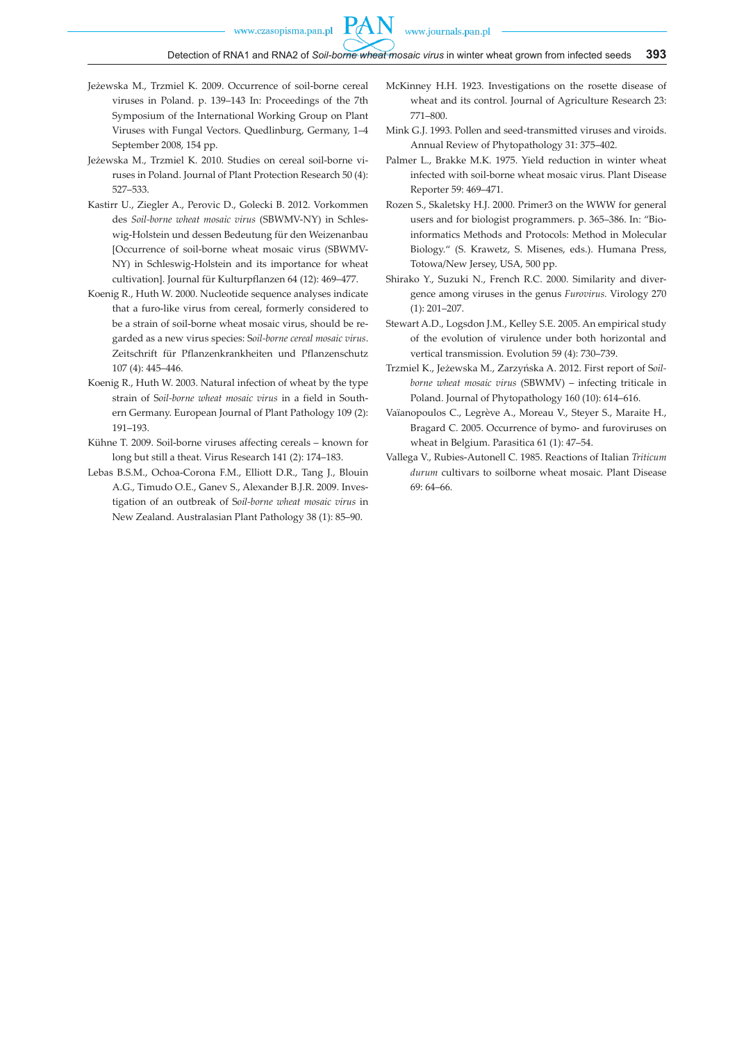Jeżewska M., Trzmiel K. 2009. Occurrence of soil-borne cereal viruses in Poland. p. 139–143 In: Proceedings of the 7th Symposium of the International Working Group on Plant Viruses with Fungal Vectors. Quedlinburg, Germany, 1–4 September 2008, 154 pp.

Jeżewska M., Trzmiel K. 2010. Studies on cereal soil-borne viruses in Poland. Journal of Plant Protection Research 50 (4): 527–533.

Kastirr U., Ziegler A., Perovic D., Golecki B. 2012. Vorkommen des *Soil-borne wheat mosaic virus* (SBWMV-NY) in Schleswig-Holstein und dessen Bedeutung für den Weizenanbau [Occurrence of soil-borne wheat mosaic virus (SBWMV-NY) in Schleswig-Holstein and its importance for wheat cultivation]. Journal für Kulturpflanzen 64 (12): 469–477.

Koenig R., Huth W. 2000. Nucleotide sequence analyses indicate that a furo-like virus from cereal, formerly considered to be a strain of soil-borne wheat mosaic virus, should be regarded as a new virus species: S*oil-borne cereal mosaic virus*. Zeitschrift für Pflanzenkrankheiten und Pflanzenschutz 107 (4): 445–446.

Koenig R., Huth W. 2003. Natural infection of wheat by the type strain of S*oil-borne wheat mosaic virus* in a field in Southern Germany. European Journal of Plant Pathology 109 (2): 191–193.

Kühne T. 2009. Soil-borne viruses affecting cereals – known for long but still a theat. Virus Research 141 (2): 174–183.

Lebas B.S.M., Ochoa-Corona F.M., Elliott D.R., Tang J., Blouin A.G., Timudo O.E., Ganev S., Alexander B.J.R. 2009. Investigation of an outbreak of S*oil-borne wheat mosaic virus* in New Zealand. Australasian Plant Pathology 38 (1): 85–90.

McKinney H.H. 1923. Investigations on the rosette disease of wheat and its control. Journal of Agriculture Research 23: 771–800.

Mink G.J. 1993. Pollen and seed-transmitted viruses and viroids. Annual Review of Phytopathology 31: 375–402.

Palmer L., Brakke M.K. 1975. Yield reduction in winter wheat infected with soil-borne wheat mosaic virus. Plant Disease Reporter 59: 469–471.

Rozen S., Skaletsky H.J. 2000. Primer3 on the WWW for general users and for biologist programmers. p. 365–386. In: "Bioinformatics Methods and Protocols: Method in Molecular Biology." (S. Krawetz, S. Misenes, eds.). Humana Press, Totowa/New Jersey, USA, 500 pp.

Shirako Y., Suzuki N., French R.C. 2000. Similarity and divergence among viruses in the genus *Furovirus.* Virology 270 (1): 201–207.

Stewart A.D., Logsdon J.M., Kelley S.E. 2005. An empirical study of the evolution of virulence under both horizontal and vertical transmission. Evolution 59 (4): 730–739.

Trzmiel K., Jeżewska M., Zarzyńska A. 2012. First report of S*oil-borne wheat mosaic virus* (SBWMV) – infecting triticale in Poland. Journal of Phytopathology 160 (10): 614–616.

Vaïanopoulos C., Legrève A., Moreau V., Steyer S., Maraite H., Bragard C. 2005. Occurrence of bymo- and furoviruses on wheat in Belgium. Parasitica 61 (1): 47–54.

Vallega V., Rubies-Autonell C. 1985. Reactions of Italian *Triticum durum* cultivars to soilborne wheat mosaic. Plant Disease 69: 64–66.